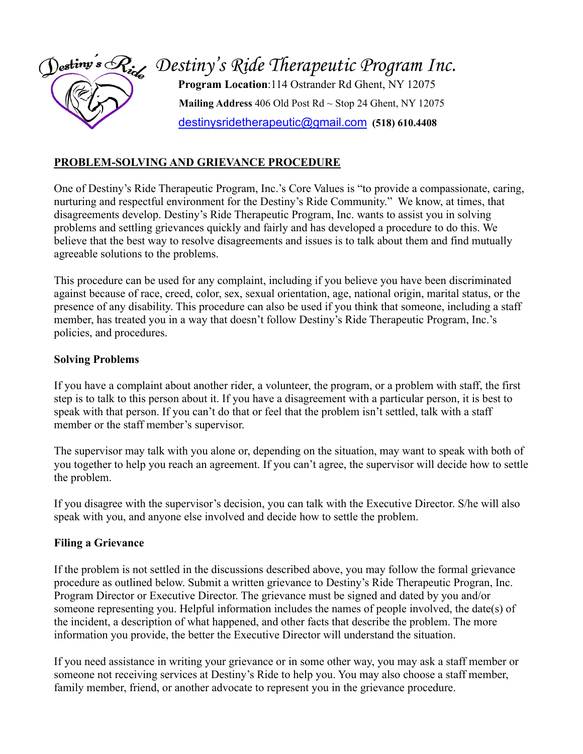# Destiny's Ride Therapeutic Program Inc.

**Program Location**:114 Ostrander Rd Ghent, NY 12075

**Mailing Address** 406 Old Post Rd ~ Stop 24 Ghent, NY 12075

destinysridetherapeutic@gmail.com **(518) 610.4408**

## PROBLEM-SOLVING AND GRIEVANCE PROCEDURE

One of Destiny's Ride Therapeutic Program, Inc.'s Core Values is "to provide a compassionate, caring, nurturing and respectful environment for the Destiny's Ride Community." We know, at times, that disagreements develop. Destiny's Ride Therapeutic Program, Inc. wants to assist you in solving problems and settling grievances quickly and fairly and has developed a procedure to do this. We believe that the best way to resolve disagreements and issues is to talk about them and find mutually agreeable solutions to the problems.

This procedure can be used for any complaint, including if you believe you have been discriminated against because of race, creed, color, sex, sexual orientation, age, national origin, marital status, or the presence of any disability. This procedure can also be used if you think that someone, including a staff member, has treated you in a way that doesn't follow Destiny's Ride Therapeutic Program, Inc.'s policies, and procedures.

### Solving Problems

If you have a complaint about another rider, a volunteer, the program, or a problem with staff, the first step is to talk to this person about it. If you have a disagreement with a particular person, it is best to speak with that person. If you can't do that or feel that the problem isn't settled, talk with a staff member or the staff member's supervisor.

The supervisor may talk with you alone or, depending on the situation, may want to speak with both of you together to help you reach an agreement. If you can't agree, the supervisor will decide how to settle the problem.

If you disagree with the supervisor's decision, you can talk with the Executive Director. S/he will also speak with you, and anyone else involved and decide how to settle the problem.

### Filing a Grievance

If the problem is not settled in the discussions described above, you may follow the formal grievance procedure as outlined below. Submit a written grievance to Destiny's Ride Therapeutic Progran, Inc. Program Director or Executive Director. The grievance must be signed and dated by you and/or someone representing you. Helpful information includes the names of people involved, the date(s) of the incident, a description of what happened, and other facts that describe the problem. The more information you provide, the better the Executive Director will understand the situation.

If you need assistance in writing your grievance or in some other way, you may ask a staff member or someone not receiving services at Destiny's Ride to help you. You may also choose a staff member, family member, friend, or another advocate to represent you in the grievance procedure.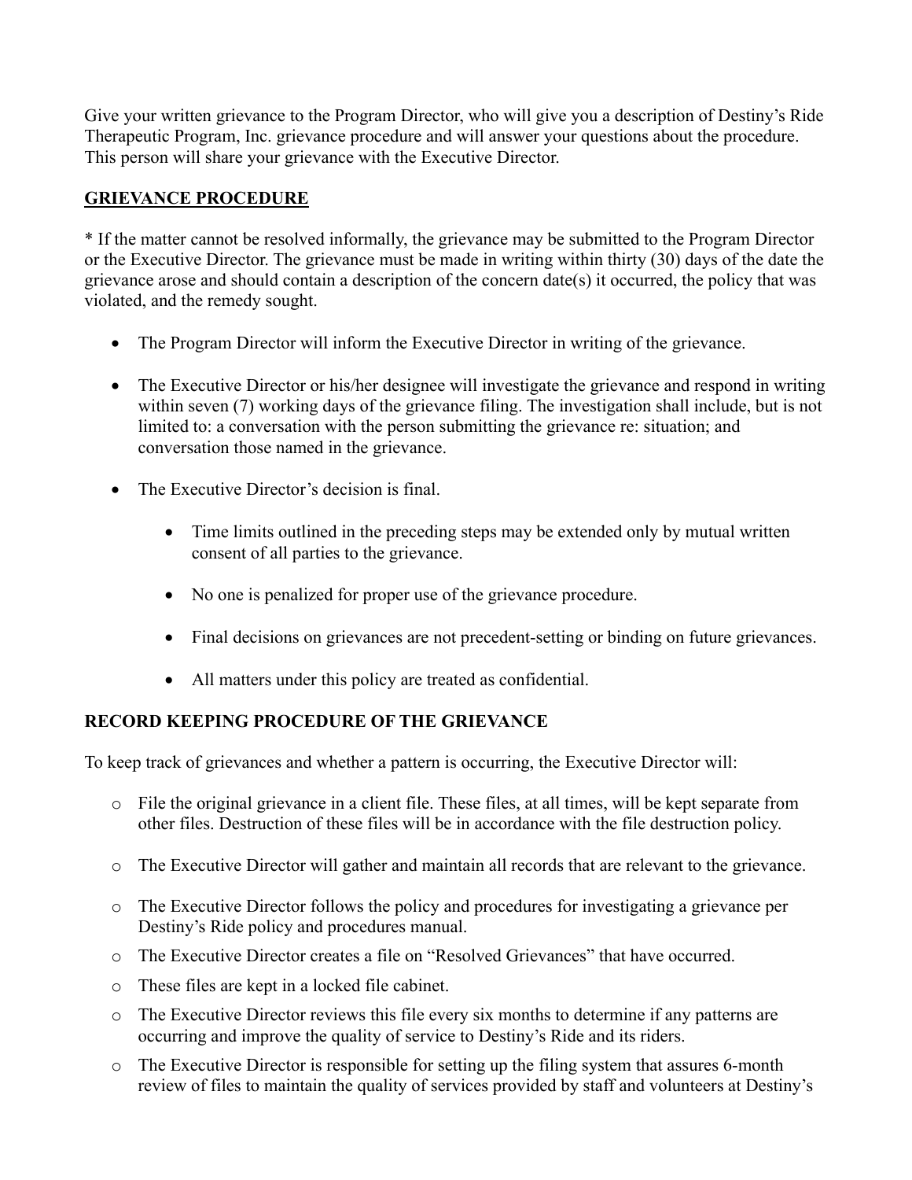Give your written grievance to the Program Director, who will give you a description of Destiny's Ride Therapeutic Program, Inc. grievance procedure and will answer your questions about the procedure. This person will share your grievance with the Executive Director.

**GRIEVANCE PROCEDURE**

* If the matter cannot be resolved informally, the grievance may be submitted to the Program Director or the Executive Director. The grievance must be made in writing within thirty (30) days of the date the grievance arose and should contain a description of the concern date(s) it occurred, the policy that was violated, and the remedy sought.

- The Program Director will inform the Executive Director in writing of the grievance.
- The Executive Director or his/her designee will investigate the grievance and respond in writing within seven (7) working days of the grievance filing. The investigation shall include, but is not limited to: a conversation with the person submitting the grievance re: situation; and conversation those named in the grievance.
- The Executive Director's decision is final.
    - Time limits outlined in the preceding steps may be extended only by mutual written consent of all parties to the grievance.
    - No one is penalized for proper use of the grievance procedure.
    - Final decisions on grievances are not precedent-setting or binding on future grievances.
    - All matters under this policy are treated as confidential.

**RECORD KEEPING PROCEDURE OF THE GRIEVANCE**

To keep track of grievances and whether a pattern is occurring, the Executive Director will:

- File the original grievance in a client file. These files, at all times, will be kept separate from other files. Destruction of these files will be in accordance with the file destruction policy.
- The Executive Director will gather and maintain all records that are relevant to the grievance.
- The Executive Director follows the policy and procedures for investigating a grievance per Destiny's Ride policy and procedures manual.
- The Executive Director creates a file on "Resolved Grievances" that have occurred.
- These files are kept in a locked file cabinet.
- The Executive Director reviews this file every six months to determine if any patterns are occurring and improve the quality of service to Destiny's Ride and its riders.
- The Executive Director is responsible for setting up the filing system that assures 6-month review of files to maintain the quality of services provided by staff and volunteers at Destiny's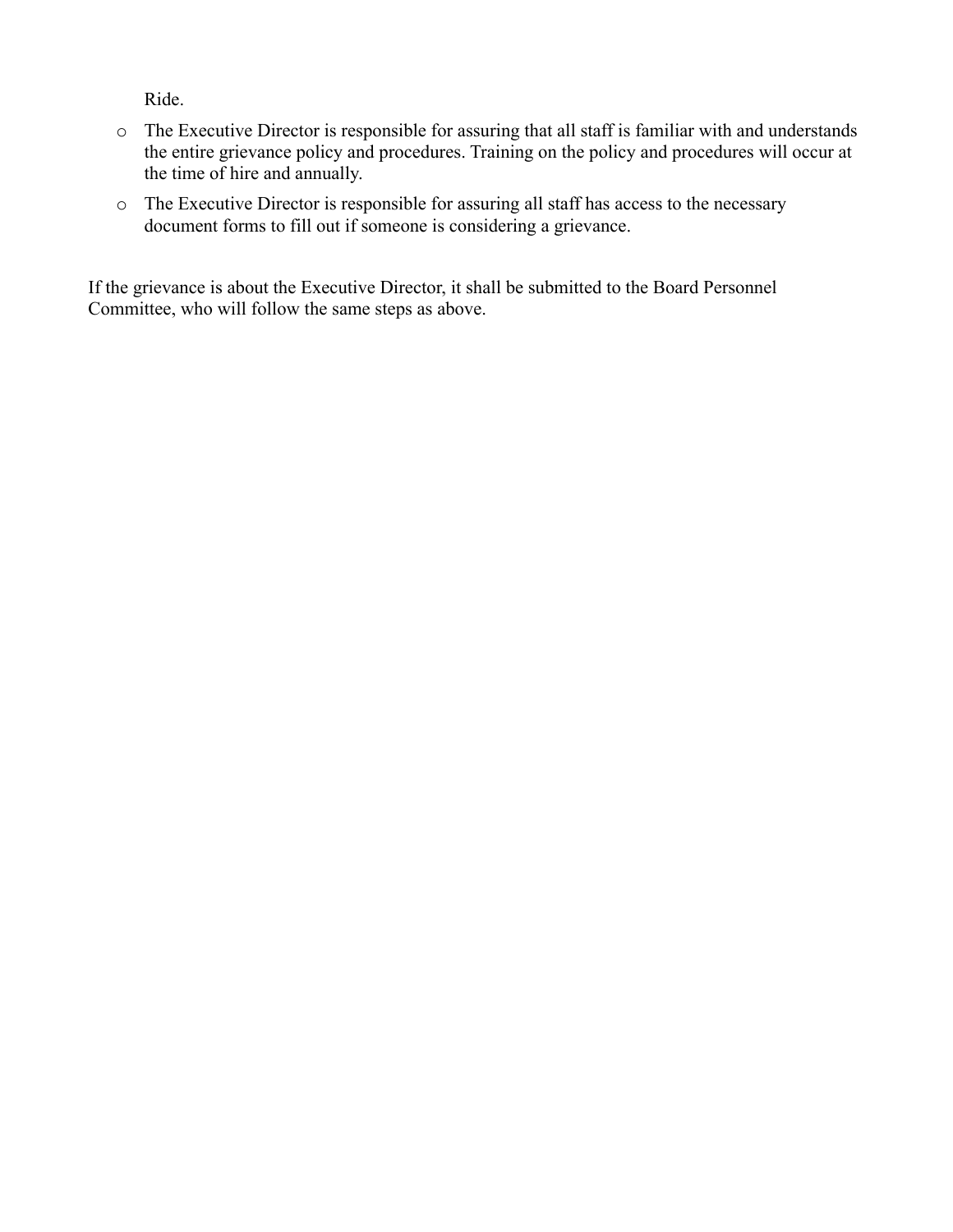Ride.

- The Executive Director is responsible for assuring that all staff is familiar with and understands the entire grievance policy and procedures. Training on the policy and procedures will occur at the time of hire and annually.
- The Executive Director is responsible for assuring all staff has access to the necessary document forms to fill out if someone is considering a grievance.

If the grievance is about the Executive Director, it shall be submitted to the Board Personnel Committee, who will follow the same steps as above.